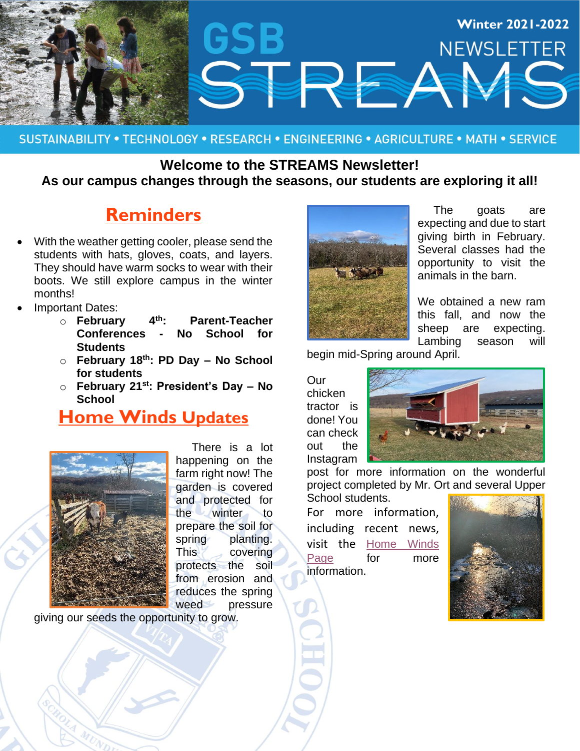# GSB STREAMS NEWSLETTER

**Winter 2021-2022**

SUSTAINABILITY • TECHNOLOGY • RESEARCH • ENGINEERING • AGRICULTURE • MATH • SERVICE

**Welcome to the STREAMS Newsletter!**
**As our campus changes through the seasons, our students are exploring it all!**

## Reminders

- With the weather getting cooler, please send the students with hats, gloves, coats, and layers. They should have warm socks to wear with their boots. We still explore campus in the winter months!
- Important Dates:
  - **February 4th: Parent-Teacher Conferences - No School for Students**
  - **February 18th: PD Day – No School for students**
  - **February 21st: President's Day – No School**

## Home Winds Updates

There is a lot happening on the farm right now! The garden is covered and protected for the winter to prepare the soil for spring planting. This covering protects the soil from erosion and reduces the spring weed pressure giving our seeds the opportunity to grow.

The goats are expecting and due to start giving birth in February. Several classes had the opportunity to visit the animals in the barn.

We obtained a new ram this fall, and now the sheep are expecting. Lambing season will begin mid-Spring around April.

Our chicken tractor is done! You can check out the Instagram post for more information on the wonderful project completed by Mr. Ort and several Upper School students.

For more information, including recent news, visit the Home Winds Page for more information.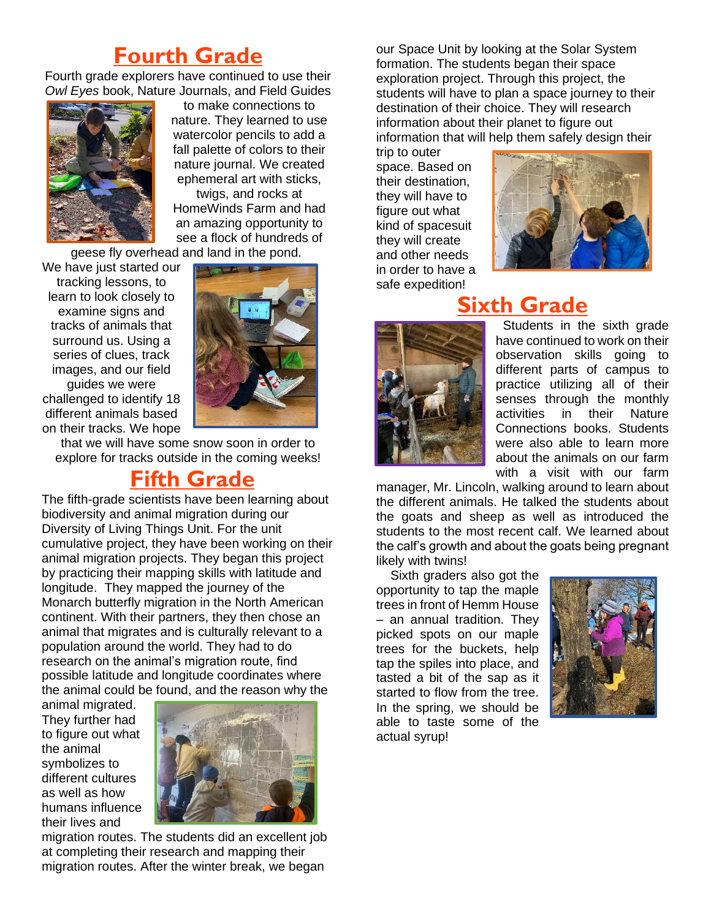## Fourth Grade

Fourth grade explorers have continued to use their *Owl Eyes* book, Nature Journals, and Field Guides to make connections to nature. They learned to use watercolor pencils to add a fall palette of colors to their nature journal. We created ephemeral art with sticks, twigs, and rocks at HomeWinds Farm and had an amazing opportunity to see a flock of hundreds of geese fly overhead and land in the pond.

We have just started our tracking lessons, to learn to look closely to examine signs and tracks of animals that surround us. Using a series of clues, track images, and our field guides we were challenged to identify 18 different animals based on their tracks. We hope that we will have some snow soon in order to explore for tracks outside in the coming weeks!

## Fifth Grade

The fifth-grade scientists have been learning about biodiversity and animal migration during our Diversity of Living Things Unit. For the unit cumulative project, they have been working on their animal migration projects. They began this project by practicing their mapping skills with latitude and longitude. They mapped the journey of the Monarch butterfly migration in the North American continent. With their partners, they then chose an animal that migrates and is culturally relevant to a population around the world. They had to do research on the animal's migration route, find possible latitude and longitude coordinates where the animal could be found, and the reason why the animal migrated. They further had to figure out what the animal symbolizes to different cultures as well as how humans influence their lives and migration routes. The students did an excellent job at completing their research and mapping their migration routes. After the winter break, we began our Space Unit by looking at the Solar System formation. The students began their space exploration project. Through this project, the students will have to plan a space journey to their destination of their choice. They will research information about their planet to figure out information that will help them safely design their trip to outer space. Based on their destination, they will have to figure out what kind of spacesuit they will create and other needs in order to have a safe expedition!

## Sixth Grade

Students in the sixth grade have continued to work on their observation skills going to different parts of campus to practice utilizing all of their senses through the monthly activities in their Nature Connections books. Students were also able to learn more about the animals on our farm with a visit with our farm manager, Mr. Lincoln, walking around to learn about the different animals. He talked the students about the goats and sheep as well as introduced the students to the most recent calf. We learned about the calf's growth and about the goats being pregnant likely with twins!

Sixth graders also got the opportunity to tap the maple trees in front of Hemm House – an annual tradition. They picked spots on our maple trees for the buckets, help tap the spiles into place, and tasted a bit of the sap as it started to flow from the tree. In the spring, we should be able to taste some of the actual syrup!